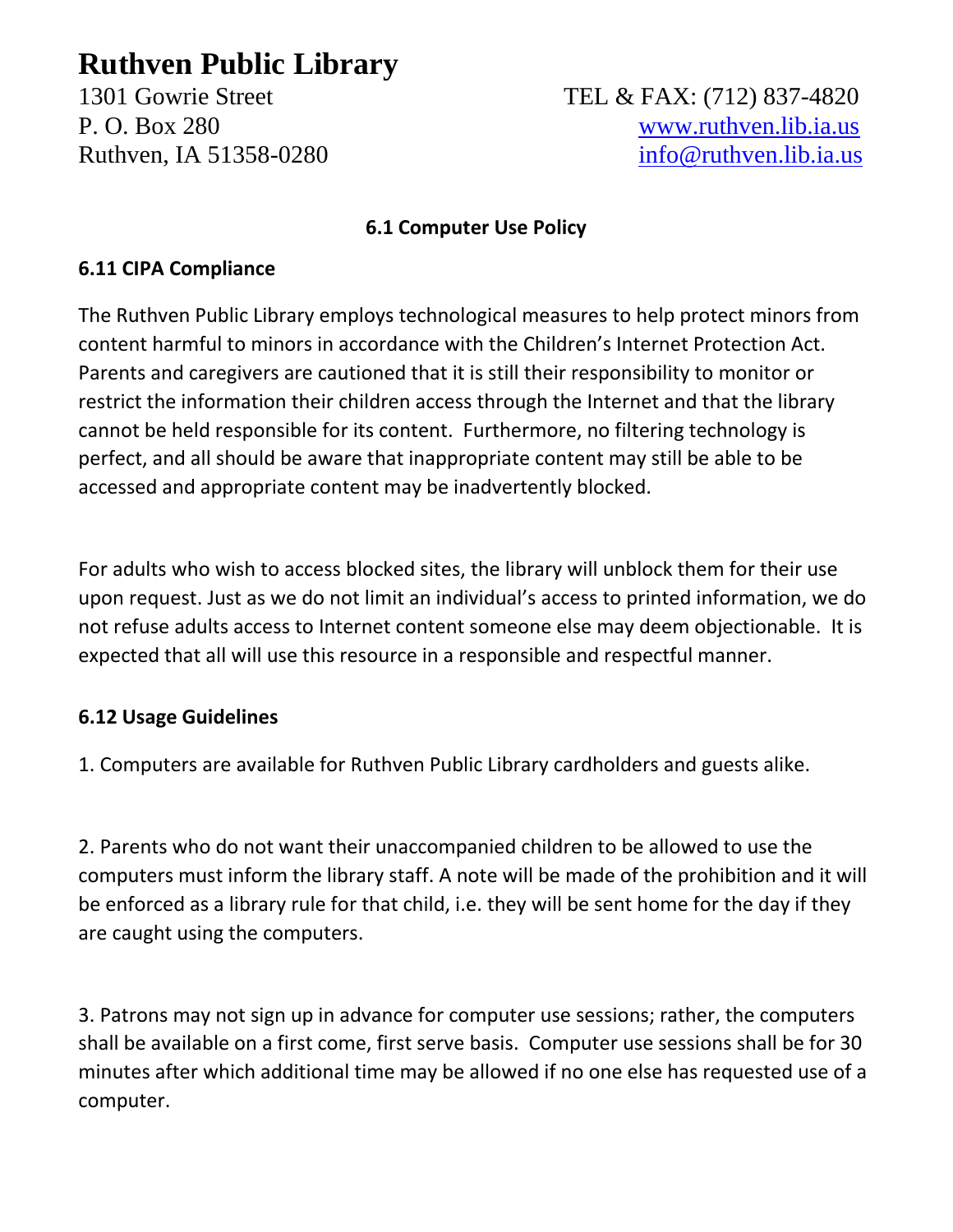# Ruthven Public Library

1301 Gowrie Street
P. O. Box 280
Ruthven, IA 51358-0280

TEL & FAX: (712) 837-4820
www.ruthven.lib.ia.us
info@ruthven.lib.ia.us

## 6.1 Computer Use Policy

### 6.11 CIPA Compliance

The Ruthven Public Library employs technological measures to help protect minors from content harmful to minors in accordance with the Children's Internet Protection Act. Parents and caregivers are cautioned that it is still their responsibility to monitor or restrict the information their children access through the Internet and that the library cannot be held responsible for its content. Furthermore, no filtering technology is perfect, and all should be aware that inappropriate content may still be able to be accessed and appropriate content may be inadvertently blocked.

For adults who wish to access blocked sites, the library will unblock them for their use upon request. Just as we do not limit an individual's access to printed information, we do not refuse adults access to Internet content someone else may deem objectionable. It is expected that all will use this resource in a responsible and respectful manner.

### 6.12 Usage Guidelines

1. Computers are available for Ruthven Public Library cardholders and guests alike.

2. Parents who do not want their unaccompanied children to be allowed to use the computers must inform the library staff. A note will be made of the prohibition and it will be enforced as a library rule for that child, i.e. they will be sent home for the day if they are caught using the computers.

3. Patrons may not sign up in advance for computer use sessions; rather, the computers shall be available on a first come, first serve basis. Computer use sessions shall be for 30 minutes after which additional time may be allowed if no one else has requested use of a computer.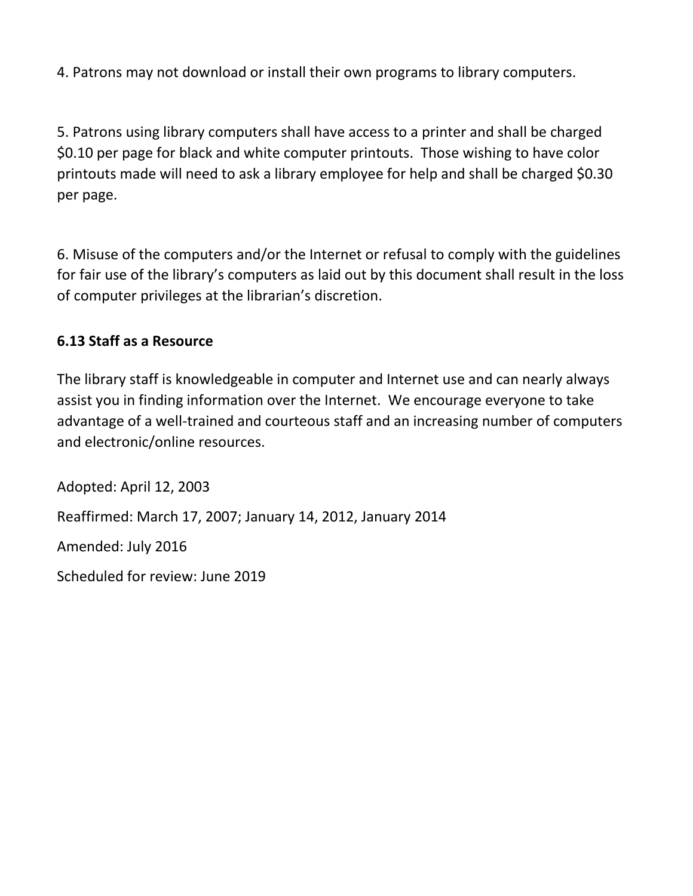4. Patrons may not download or install their own programs to library computers.

5. Patrons using library computers shall have access to a printer and shall be charged $0.10 per page for black and white computer printouts. Those wishing to have color printouts made will need to ask a library employee for help and shall be charged $0.30 per page.

6. Misuse of the computers and/or the Internet or refusal to comply with the guidelines for fair use of the library's computers as laid out by this document shall result in the loss of computer privileges at the librarian's discretion.

**6.13 Staff as a Resource**

The library staff is knowledgeable in computer and Internet use and can nearly always assist you in finding information over the Internet. We encourage everyone to take advantage of a well-trained and courteous staff and an increasing number of computers and electronic/online resources.

Adopted: April 12, 2003

Reaffirmed: March 17, 2007; January 14, 2012, January 2014

Amended: July 2016

Scheduled for review: June 2019